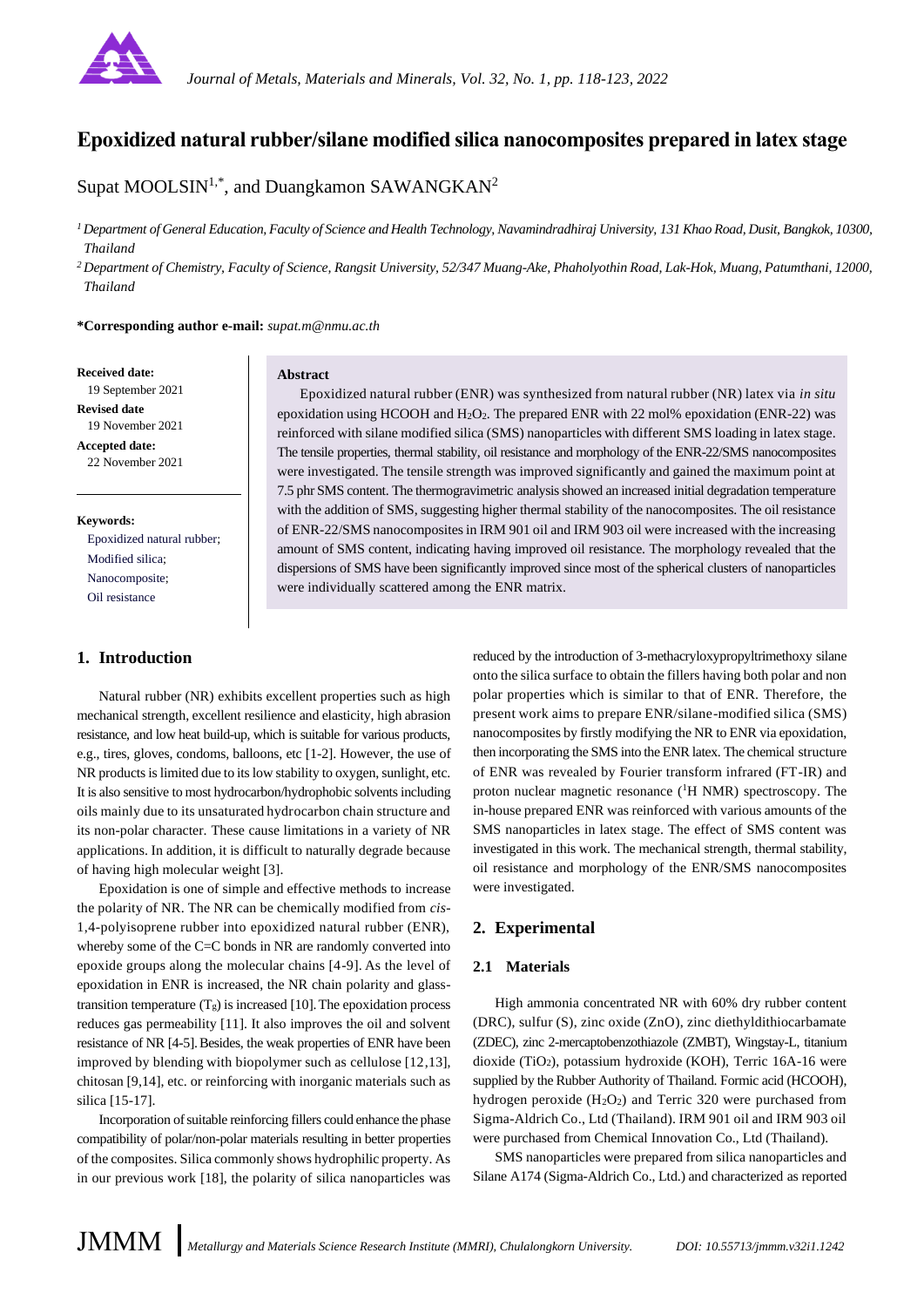# Epoxidized natural rubber/silane modified silica nanocomposites prepared in latex stage

Supat MOOLSIN[1,*], and Duangkamon SAWANGKAN[2]

[1] *Department of General Education, Faculty of Science and Health Technology, Navamindradhiraj University, 131 Khao Road, Dusit, Bangkok, 10300, Thailand*

[2] *Department of Chemistry, Faculty of Science, Rangsit University, 52/347 Muang-Ake, Phaholyothin Road, Lak-Hok, Muang, Patumthani, 12000, Thailand*

**\*Corresponding author e-mail:** *supat.m@nmu.ac.th*

**Received date:**
19 September 2021

**Revised date**
19 November 2021

**Accepted date:**
22 November 2021

**Keywords:**
Epoxidized natural rubber;
Modified silica;
Nanocomposite;
Oil resistance

**Abstract**

Epoxidized natural rubber (ENR) was synthesized from natural rubber (NR) latex via *in situ* epoxidation using HCOOH and $H_2O_2$. The prepared ENR with 22 mol% epoxidation (ENR-22) was reinforced with silane modified silica (SMS) nanoparticles with different SMS loading in latex stage. The tensile properties, thermal stability, oil resistance and morphology of the ENR-22/SMS nanocomposites were investigated. The tensile strength was improved significantly and gained the maximum point at 7.5 phr SMS content. The thermogravimetric analysis showed an increased initial degradation temperature with the addition of SMS, suggesting higher thermal stability of the nanocomposites. The oil resistance of ENR-22/SMS nanocomposites in IRM 901 oil and IRM 903 oil were increased with the increasing amount of SMS content, indicating having improved oil resistance. The morphology revealed that the dispersions of SMS have been significantly improved since most of the spherical clusters of nanoparticles were individually scattered among the ENR matrix.

## 1. Introduction

Natural rubber (NR) exhibits excellent properties such as high mechanical strength, excellent resilience and elasticity, high abrasion resistance, and low heat build-up, which is suitable for various products, e.g., tires, gloves, condoms, balloons, etc [1-2]. However, the use of NR products is limited due to its low stability to oxygen, sunlight, etc. It is also sensitive to most hydrocarbon/hydrophobic solvents including oils mainly due to its unsaturated hydrocarbon chain structure and its non-polar character. These cause limitations in a variety of NR applications. In addition, it is difficult to naturally degrade because of having high molecular weight [3].

Epoxidation is one of simple and effective methods to increase the polarity of NR. The NR can be chemically modified from *cis*-1,4-polyisoprene rubber into epoxidized natural rubber (ENR), whereby some of the C=C bonds in NR are randomly converted into epoxide groups along the molecular chains [4-9]. As the level of epoxidation in ENR is increased, the NR chain polarity and glass-transition temperature ($T_g$) is increased [10]. The epoxidation process reduces gas permeability [11]. It also improves the oil and solvent resistance of NR [4-5]. Besides, the weak properties of ENR have been improved by blending with biopolymer such as cellulose [12,13], chitosan [9,14], etc. or reinforcing with inorganic materials such as silica [15-17].

Incorporation of suitable reinforcing fillers could enhance the phase compatibility of polar/non-polar materials resulting in better properties of the composites. Silica commonly shows hydrophilic property. As in our previous work [18], the polarity of silica nanoparticles was reduced by the introduction of 3-methacryloxypropyltrimethoxy silane onto the silica surface to obtain the fillers having both polar and non polar properties which is similar to that of ENR. Therefore, the present work aims to prepare ENR/silane-modified silica (SMS) nanocomposites by firstly modifying the NR to ENR via epoxidation, then incorporating the SMS into the ENR latex. The chemical structure of ENR was revealed by Fourier transform infrared (FT-IR) and proton nuclear magnetic resonance ($^1$H NMR) spectroscopy. The in-house prepared ENR was reinforced with various amounts of the SMS nanoparticles in latex stage. The effect of SMS content was investigated in this work. The mechanical strength, thermal stability, oil resistance and morphology of the ENR/SMS nanocomposites were investigated.

## 2. Experimental

### 2.1 Materials

High ammonia concentrated NR with 60% dry rubber content (DRC), sulfur (S), zinc oxide (ZnO), zinc diethyldithiocarbamate (ZDEC), zinc 2-mercaptobenzothiazole (ZMBT), Wingstay-L, titanium dioxide ($TiO_2$), potassium hydroxide (KOH), Terric 16A-16 were supplied by the Rubber Authority of Thailand. Formic acid (HCOOH), hydrogen peroxide ($H_2O_2$) and Terric 320 were purchased from Sigma-Aldrich Co., Ltd (Thailand). IRM 901 oil and IRM 903 oil were purchased from Chemical Innovation Co., Ltd (Thailand).

SMS nanoparticles were prepared from silica nanoparticles and Silane A174 (Sigma-Aldrich Co., Ltd.) and characterized as reported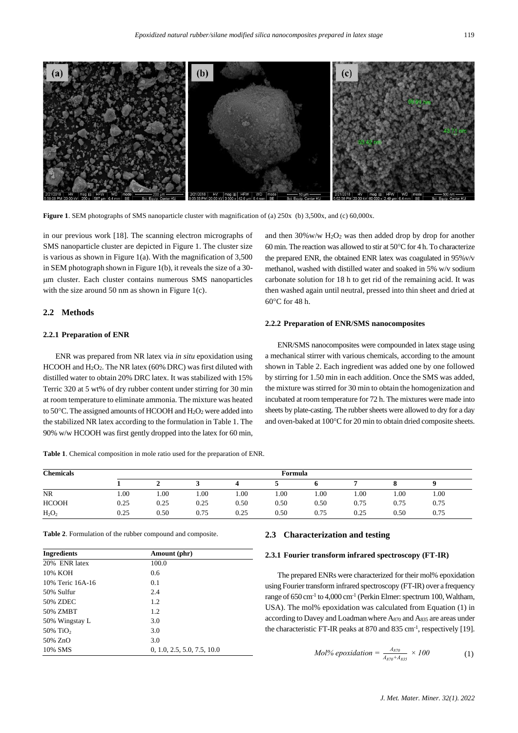Figure 1. SEM photographs of SMS nanoparticle cluster with magnification of (a) 250x (b) 3,500x, and (c) 60,000x.

in our previous work [18]. The scanning electron micrographs of SMS nanoparticle cluster are depicted in Figure 1. The cluster size is various as shown in Figure 1(a). With the magnification of 3,500 in SEM photograph shown in Figure 1(b), it reveals the size of a 30-μm cluster. Each cluster contains numerous SMS nanoparticles with the size around 50 nm as shown in Figure 1(c).

## 2.2 Methods

### 2.2.1 Preparation of ENR

ENR was prepared from NR latex via *in situ* epoxidation using HCOOH and $H_2O_2$. The NR latex (60% DRC) was first diluted with distilled water to obtain 20% DRC latex. It was stabilized with 15% Terric 320 at 5 wt% of dry rubber content under stirring for 30 min at room temperature to eliminate ammonia. The mixture was heated to 50°C. The assigned amounts of HCOOH and $H_2O_2$ were added into the stabilized NR latex according to the formulation in Table 1. The 90% w/w HCOOH was first gently dropped into the latex for 60 min, and then 30%w/w $H_2O_2$ was then added drop by drop for another 60 min. The reaction was allowed to stir at 50°C for 4 h. To characterize the prepared ENR, the obtained ENR latex was coagulated in 95%v/v methanol, washed with distilled water and soaked in 5% w/v sodium carbonate solution for 18 h to get rid of the remaining acid. It was then washed again until neutral, pressed into thin sheet and dried at 60°C for 48 h.

### 2.2.2 Preparation of ENR/SMS nanocomposites

ENR/SMS nanocomposites were compounded in latex stage using a mechanical stirrer with various chemicals, according to the amount shown in Table 2. Each ingredient was added one by one followed by stirring for 1.50 min in each addition. Once the SMS was added, the mixture was stirred for 30 min to obtain the homogenization and incubated at room temperature for 72 h. The mixtures were made into sheets by plate-casting. The rubber sheets were allowed to dry for a day and oven-baked at 100°C for 20 min to obtain dried composite sheets.

**Table 1**. Chemical composition in mole ratio used for the preparation of ENR.

| Chemicals | Formula | | | | | | | | |
|---|---|---|---|---|---|---|---|---|---|
| | 1 | 2 | 3 | 4 | 5 | 6 | 7 | 8 | 9 |
| NR | 1.00 | 1.00 | 1.00 | 1.00 | 1.00 | 1.00 | 1.00 | 1.00 | 1.00 |
| HCOOH | 0.25 | 0.25 | 0.25 | 0.50 | 0.50 | 0.50 | 0.75 | 0.75 | 0.75 |
| $H_2O_2$ | 0.25 | 0.50 | 0.75 | 0.25 | 0.50 | 0.75 | 0.25 | 0.50 | 0.75 |

**Table 2**. Formulation of the rubber compound and composite.

| Ingredients | Amount (phr) |
|---|---|
| 20% ENR latex | 100.0 |
| 10% KOH | 0.6 |
| 10% Teric 16A-16 | 0.1 |
| 50% Sulfur | 2.4 |
| 50% ZDEC | 1.2 |
| 50% ZMBT | 1.2 |
| 50% Wingstay L | 3.0 |
| 50% $TiO_2$ | 3.0 |
| 50% ZnO | 3.0 |
| 10% SMS | 0, 1.0, 2.5, 5.0, 7.5, 10.0 |

## 2.3 Characterization and testing

### 2.3.1 Fourier transform infrared spectroscopy (FT-IR)

The prepared ENRs were characterized for their mol% epoxidation using Fourier transform infrared spectroscopy (FT-IR) over a frequency range of 650 $cm^{-1}$ to 4,000 $cm^{-1}$ (Perkin Elmer: spectrum 100, Waltham, USA). The mol% epoxidation was calculated from Equation (1) in according to Davey and Loadman where $A_{870}$ and $A_{835}$ are areas under the characteristic FT-IR peaks at 870 and 835 $cm^{-1}$, respectively [19].

$$Mol\%\ epoxidation = \frac{A_{870}}{A_{870}+A_{835}} \times 100 \tag{1}$$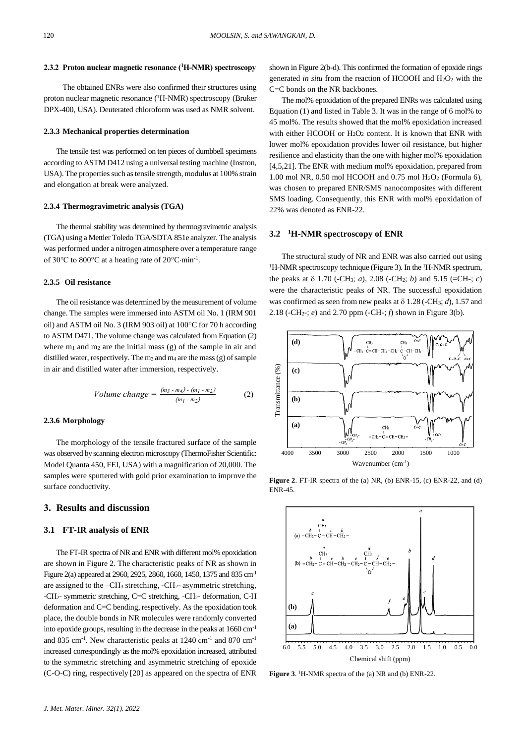#### 2.3.2 Proton nuclear magnetic resonance ($^1$H-NMR) spectroscopy

The obtained ENRs were also confirmed their structures using proton nuclear magnetic resonance ($^1$H-NMR) spectroscopy (Bruker DPX-400, USA). Deuterated chloroform was used as NMR solvent.

#### 2.3.3 Mechanical properties determination

The tensile test was performed on ten pieces of dumbbell specimens according to ASTM D412 using a universal testing machine (Instron, USA). The properties such as tensile strength, modulus at 100% strain and elongation at break were analyzed.

#### 2.3.4 Thermogravimetric analysis (TGA)

The thermal stability was determined by thermogravimetric analysis (TGA) using a Mettler Toledo TGA/SDTA 851e analyzer. The analysis was performed under a nitrogen atmosphere over a temperature range of 30°C to 800°C at a heating rate of 20°C·min$^{-1}$.

#### 2.3.5 Oil resistance

The oil resistance was determined by the measurement of volume change. The samples were immersed into ASTM oil No. 1 (IRM 901 oil) and ASTM oil No. 3 (IRM 903 oil) at 100°C for 70 h according to ASTM D471. The volume change was calculated from Equation (2) where $m_1$ and $m_2$ are the initial mass (g) of the sample in air and distilled water, respectively. The $m_3$ and $m_4$ are the mass (g) of sample in air and distilled water after immersion, respectively.

$$Volume\ change = \frac{(m_3 - m_4) - (m_1 - m_2)}{(m_1 - m_2)} \qquad (2)$$

#### 2.3.6 Morphology

The morphology of the tensile fractured surface of the sample was observed by scanning electron microscopy (ThermoFisher Scientific: Model Quanta 450, FEI, USA) with a magnification of 20,000. The samples were sputtered with gold prior examination to improve the surface conductivity.

## 3. Results and discussion

### 3.1 FT-IR analysis of ENR

The FT-IR spectra of NR and ENR with different mol% epoxidation are shown in Figure 2. The characteristic peaks of NR as shown in Figure 2(a) appeared at 2960, 2925, 2860, 1660, 1450, 1375 and 835 cm$^{-1}$ are assigned to the $-CH_3$ stretching, $-CH_2-$ asymmetric stretching, $-CH_2-$ symmetric stretching, C=C stretching, $-CH_2-$ deformation, C-H deformation and C=C bending, respectively. As the epoxidation took place, the double bonds in NR molecules were randomly converted into epoxide groups, resulting in the decrease in the peaks at 1660 cm$^{-1}$ and 835 cm$^{-1}$. New characteristic peaks at 1240 cm$^{-1}$ and 870 cm$^{-1}$ increased correspondingly as the mol% epoxidation increased, attributed to the symmetric stretching and asymmetric stretching of epoxide (C-O-C) ring, respectively [20] as appeared on the spectra of ENR shown in Figure 2(b-d). This confirmed the formation of epoxide rings generated *in situ* from the reaction of HCOOH and $H_2O_2$ with the C=C bonds on the NR backbones.

The mol% epoxidation of the prepared ENRs was calculated using Equation (1) and listed in Table 3. It was in the range of 6 mol% to 45 mol%. The results showed that the mol% epoxidation increased with either HCOOH or $H_2O_2$ content. It is known that ENR with lower mol% epoxidation provides lower oil resistance, but higher resilience and elasticity than the one with higher mol% epoxidation [4,5,21]. The ENR with medium mol% epoxidation, prepared from 1.00 mol NR, 0.50 mol HCOOH and 0.75 mol $H_2O_2$ (Formula 6), was chosen to prepared ENR/SMS nanocomposites with different SMS loading. Consequently, this ENR with mol% epoxidation of 22% was denoted as ENR-22.

### 3.2 $^1$H-NMR spectroscopy of ENR

The structural study of NR and ENR was also carried out using $^1$H-NMR spectroscopy technique (Figure 3). In the $^1$H-NMR spectrum, the peaks at δ 1.70 ($-CH_3$; *a*), 2.08 ($-CH_2$; *b*) and 5.15 (=CH-; *c*) were the characteristic peaks of NR. The successful epoxidation was confirmed as seen from new peaks at δ 1.28 ($-CH_3$; *d*), 1.57 and 2.18 ($-CH_2-$; *e*) and 2.70 ppm (-CH-; *f*) shown in Figure 3(b).

**Figure 2**. FT-IR spectra of the (a) NR, (b) ENR-15, (c) ENR-22, and (d) ENR-45.

**Figure 3**. $^1$H-NMR spectra of the (a) NR and (b) ENR-22.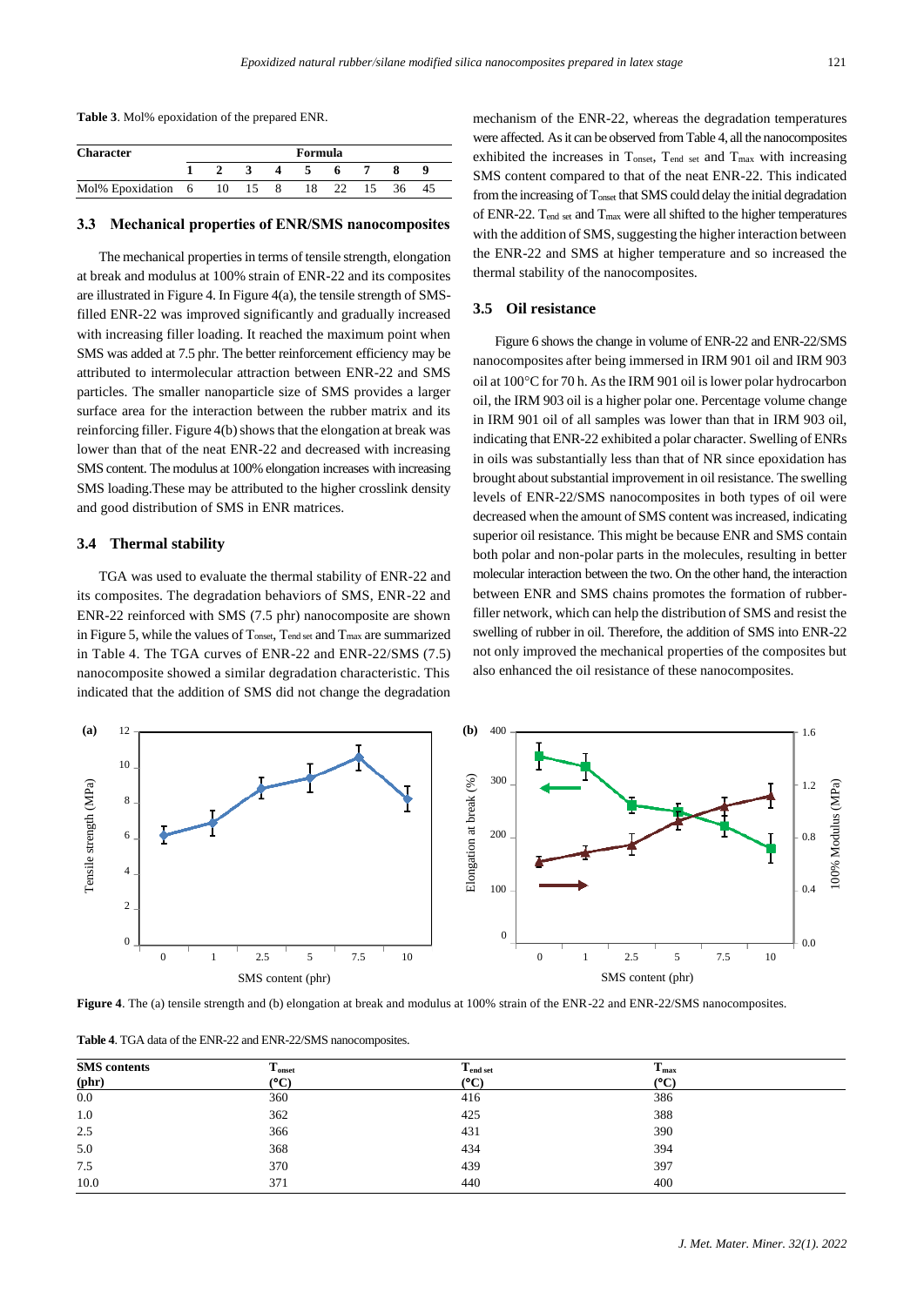**Table 3**. Mol% epoxidation of the prepared ENR.

| Character | Formula | | | | | | | | |
|---|---|---|---|---|---|---|---|---|---|
| | 1 | 2 | 3 | 4 | 5 | 6 | 7 | 8 | 9 |
| Mol% Epoxidation | 6 | 10 | 15 | 8 | 18 | 22 | 15 | 36 | 45 |

### 3.3 Mechanical properties of ENR/SMS nanocomposites

The mechanical properties in terms of tensile strength, elongation at break and modulus at 100% strain of ENR-22 and its composites are illustrated in Figure 4. In Figure 4(a), the tensile strength of SMS-filled ENR-22 was improved significantly and gradually increased with increasing filler loading. It reached the maximum point when SMS was added at 7.5 phr. The better reinforcement efficiency may be attributed to intermolecular attraction between ENR-22 and SMS particles. The smaller nanoparticle size of SMS provides a larger surface area for the interaction between the rubber matrix and its reinforcing filler. Figure 4(b) shows that the elongation at break was lower than that of the neat ENR-22 and decreased with increasing SMS content. The modulus at 100% elongation increases with increasing SMS loading.These may be attributed to the higher crosslink density and good distribution of SMS in ENR matrices.

### 3.4 Thermal stability

TGA was used to evaluate the thermal stability of ENR-22 and its composites. The degradation behaviors of SMS, ENR-22 and ENR-22 reinforced with SMS (7.5 phr) nanocomposite are shown in Figure 5, while the values of $T_{onset}$, $T_{end\ set}$ and $T_{max}$ are summarized in Table 4. The TGA curves of ENR-22 and ENR-22/SMS (7.5) nanocomposite showed a similar degradation characteristic. This indicated that the addition of SMS did not change the degradation mechanism of the ENR-22, whereas the degradation temperatures were affected. As it can be observed from Table 4, all the nanocomposites exhibited the increases in $T_{onset}$, $T_{end\ set}$ and $T_{max}$ with increasing SMS content compared to that of the neat ENR-22. This indicated from the increasing of $T_{onset}$ that SMS could delay the initial degradation of ENR-22. $T_{end\ set}$ and $T_{max}$ were all shifted to the higher temperatures with the addition of SMS, suggesting the higher interaction between the ENR-22 and SMS at higher temperature and so increased the thermal stability of the nanocomposites.

### 3.5 Oil resistance

Figure 6 shows the change in volume of ENR-22 and ENR-22/SMS nanocomposites after being immersed in IRM 901 oil and IRM 903 oil at 100°C for 70 h. As the IRM 901 oil is lower polar hydrocarbon oil, the IRM 903 oil is a higher polar one. Percentage volume change in IRM 901 oil of all samples was lower than that in IRM 903 oil, indicating that ENR-22 exhibited a polar character. Swelling of ENRs in oils was substantially less than that of NR since epoxidation has brought about substantial improvement in oil resistance. The swelling levels of ENR-22/SMS nanocomposites in both types of oil were decreased when the amount of SMS content was increased, indicating superior oil resistance. This might be because ENR and SMS contain both polar and non-polar parts in the molecules, resulting in better molecular interaction between the two. On the other hand, the interaction between ENR and SMS chains promotes the formation of rubber-filler network, which can help the distribution of SMS and resist the swelling of rubber in oil. Therefore, the addition of SMS into ENR-22 not only improved the mechanical properties of the composites but also enhanced the oil resistance of these nanocomposites.

**Figure 4**. The (a) tensile strength and (b) elongation at break and modulus at 100% strain of the ENR-22 and ENR-22/SMS nanocomposites.

**Table 4**. TGA data of the ENR-22 and ENR-22/SMS nanocomposites.

| SMS contents (phr) | $T_{onset}$ (°C) | $T_{end\ set}$ (°C) | $T_{max}$ (°C) |
|---|---|---|---|
| 0.0 | 360 | 416 | 386 |
| 1.0 | 362 | 425 | 388 |
| 2.5 | 366 | 431 | 390 |
| 5.0 | 368 | 434 | 394 |
| 7.5 | 370 | 439 | 397 |
| 10.0 | 371 | 440 | 400 |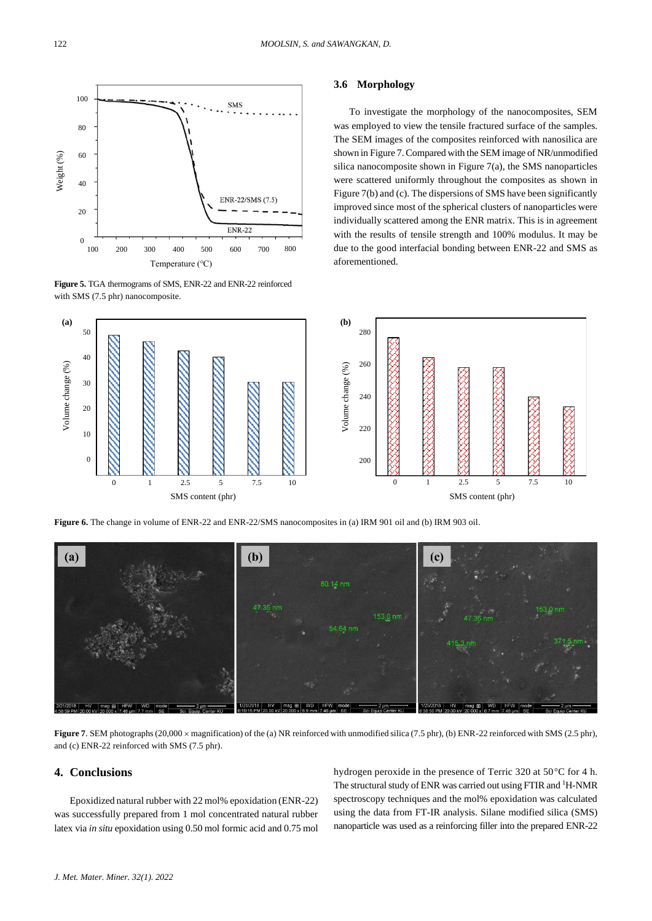Figure 5. TGA thermograms of SMS, ENR-22 and ENR-22 reinforced with SMS (7.5 phr) nanocomposite.

### 3.6 Morphology

To investigate the morphology of the nanocomposites, SEM was employed to view the tensile fractured surface of the samples. The SEM images of the composites reinforced with nanosilica are shown in Figure 7. Compared with the SEM image of NR/unmodified silica nanocomposite shown in Figure 7(a), the SMS nanoparticles were scattered uniformly throughout the composites as shown in Figure 7(b) and (c). The dispersions of SMS have been significantly improved since most of the spherical clusters of nanoparticles were individually scattered among the ENR matrix. This is in agreement with the results of tensile strength and 100% modulus. It may be due to the good interfacial bonding between ENR-22 and SMS as aforementioned.

**Figure 6.** The change in volume of ENR-22 and ENR-22/SMS nanocomposites in (a) IRM 901 oil and (b) IRM 903 oil.

**Figure 7**. SEM photographs (20,000 × magnification) of the (a) NR reinforced with unmodified silica (7.5 phr), (b) ENR-22 reinforced with SMS (2.5 phr), and (c) ENR-22 reinforced with SMS (7.5 phr).

## 4. Conclusions

Epoxidized natural rubber with 22 mol% epoxidation (ENR-22) was successfully prepared from 1 mol concentrated natural rubber latex via *in situ* epoxidation using 0.50 mol formic acid and 0.75 mol hydrogen peroxide in the presence of Terric 320 at 50°C for 4 h. The structural study of ENR was carried out using FTIR and $^1$H-NMR spectroscopy techniques and the mol% epoxidation was calculated using the data from FT-IR analysis. Silane modified silica (SMS) nanoparticle was used as a reinforcing filler into the prepared ENR-22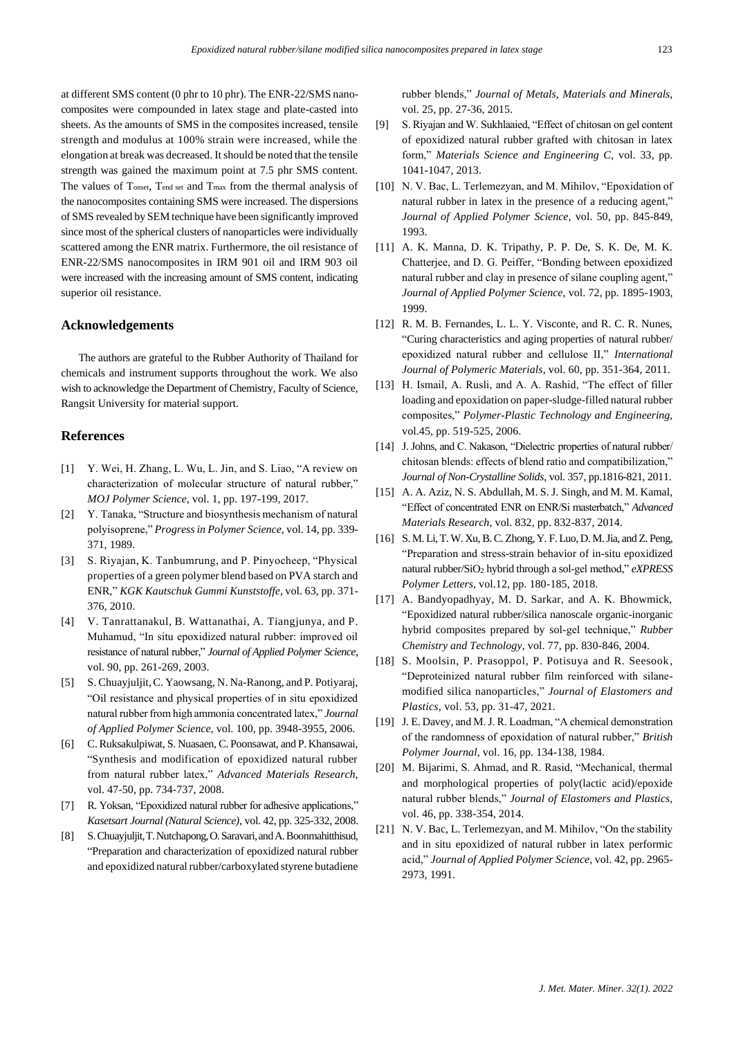at different SMS content (0 phr to 10 phr). The ENR-22/SMS nanocomposites were compounded in latex stage and plate-casted into sheets. As the amounts of SMS in the composites increased, tensile strength and modulus at 100% strain were increased, while the elongation at break was decreased. It should be noted that the tensile strength was gained the maximum point at 7.5 phr SMS content. The values of $T_{onset}$, $T_{end\ set}$ and $T_{max}$ from the thermal analysis of the nanocomposites containing SMS were increased. The dispersions of SMS revealed by SEM technique have been significantly improved since most of the spherical clusters of nanoparticles were individually scattered among the ENR matrix. Furthermore, the oil resistance of ENR-22/SMS nanocomposites in IRM 901 oil and IRM 903 oil were increased with the increasing amount of SMS content, indicating superior oil resistance.

## Acknowledgements

The authors are grateful to the Rubber Authority of Thailand for chemicals and instrument supports throughout the work. We also wish to acknowledge the Department of Chemistry, Faculty of Science, Rangsit University for material support.

## References

[1] Y. Wei, H. Zhang, L. Wu, L. Jin, and S. Liao, "A review on characterization of molecular structure of natural rubber," *MOJ Polymer Science*, vol. 1, pp. 197-199, 2017.

[2] Y. Tanaka, "Structure and biosynthesis mechanism of natural polyisoprene," *Progress in Polymer Science*, vol. 14, pp. 339-371, 1989.

[3] S. Riyajan, K. Tanbumrung, and P. Pinyocheep, "Physical properties of a green polymer blend based on PVA starch and ENR," *KGK Kautschuk Gummi Kunststoffe*, vol. 63, pp. 371-376, 2010.

[4] V. Tanrattanakul, B. Wattanathai, A. Tiangjunya, and P. Muhamud, "In situ epoxidized natural rubber: improved oil resistance of natural rubber," *Journal of Applied Polymer Science*, vol. 90, pp. 261-269, 2003.

[5] S. Chuayjuljit, C. Yaowsang, N. Na-Ranong, and P. Potiyaraj, "Oil resistance and physical properties of in situ epoxidized natural rubber from high ammonia concentrated latex," *Journal of Applied Polymer Science*, vol. 100, pp. 3948-3955, 2006.

[6] C. Ruksakulpiwat, S. Nuasaen, C. Poonsawat, and P. Khansawai, "Synthesis and modification of epoxidized natural rubber from natural rubber latex," *Advanced Materials Research*, vol. 47-50, pp. 734-737, 2008.

[7] R. Yoksan, "Epoxidized natural rubber for adhesive applications," *Kasetsart Journal (Natural Science)*, vol. 42, pp. 325-332, 2008.

[8] S. Chuayjuljit, T. Nutchapong, O. Saravari, and A. Boonmahitthisud, "Preparation and characterization of epoxidized natural rubber and epoxidized natural rubber/carboxylated styrene butadiene rubber blends," *Journal of Metals, Materials and Minerals*, vol. 25, pp. 27-36, 2015.

[9] S. Riyajan and W. Sukhlaaied, "Effect of chitosan on gel content of epoxidized natural rubber grafted with chitosan in latex form," *Materials Science and Engineering C*, vol. 33, pp. 1041-1047, 2013.

[10] N. V. Bac, L. Terlemezyan, and M. Mihilov, "Epoxidation of natural rubber in latex in the presence of a reducing agent," *Journal of Applied Polymer Science*, vol. 50, pp. 845-849, 1993.

[11] A. K. Manna, D. K. Tripathy, P. P. De, S. K. De, M. K. Chatterjee, and D. G. Peiffer, "Bonding between epoxidized natural rubber and clay in presence of silane coupling agent," *Journal of Applied Polymer Science*, vol. 72, pp. 1895-1903, 1999.

[12] R. M. B. Fernandes, L. L. Y. Visconte, and R. C. R. Nunes, "Curing characteristics and aging properties of natural rubber/ epoxidized natural rubber and cellulose II," *International Journal of Polymeric Materials*, vol. 60, pp. 351-364, 2011.

[13] H. Ismail, A. Rusli, and A. A. Rashid, "The effect of filler loading and epoxidation on paper-sludge-filled natural rubber composites," *Polymer-Plastic Technology and Engineering*, vol.45, pp. 519-525, 2006.

[14] J. Johns, and C. Nakason, "Dielectric properties of natural rubber/ chitosan blends: effects of blend ratio and compatibilization," *Journal of Non-Crystalline Solids*, vol. 357, pp.1816-821, 2011.

[15] A. A. Aziz, N. S. Abdullah, M. S. J. Singh, and M. M. Kamal, "Effect of concentrated ENR on ENR/Si masterbatch," *Advanced Materials Research*, vol. 832, pp. 832-837, 2014.

[16] S. M. Li, T. W. Xu, B. C. Zhong, Y. F. Luo, D. M. Jia, and Z. Peng, "Preparation and stress-strain behavior of in-situ epoxidized natural rubber/$SiO_2$ hybrid through a sol-gel method," *eXPRESS Polymer Letters*, vol.12, pp. 180-185, 2018.

[17] A. Bandyopadhyay, M. D. Sarkar, and A. K. Bhowmick, "Epoxidized natural rubber/silica nanoscale organic-inorganic hybrid composites prepared by sol-gel technique," *Rubber Chemistry and Technology*, vol. 77, pp. 830-846, 2004.

[18] S. Moolsin, P. Prasoppol, P. Potisuya and R. Seesook, "Deproteinized natural rubber film reinforced with silane-modified silica nanoparticles," *Journal of Elastomers and Plastics*, vol. 53, pp. 31-47, 2021.

[19] J. E. Davey, and M. J. R. Loadman, "A chemical demonstration of the randomness of epoxidation of natural rubber," *British Polymer Journal*, vol. 16, pp. 134-138, 1984.

[20] M. Bijarimi, S. Ahmad, and R. Rasid, "Mechanical, thermal and morphological properties of poly(lactic acid)/epoxide natural rubber blends," *Journal of Elastomers and Plastics*, vol. 46, pp. 338-354, 2014.

[21] N. V. Bac, L. Terlemezyan, and M. Mihilov, "On the stability and in situ epoxidized of natural rubber in latex performic acid," *Journal of Applied Polymer Science*, vol. 42, pp. 2965-2973, 1991.